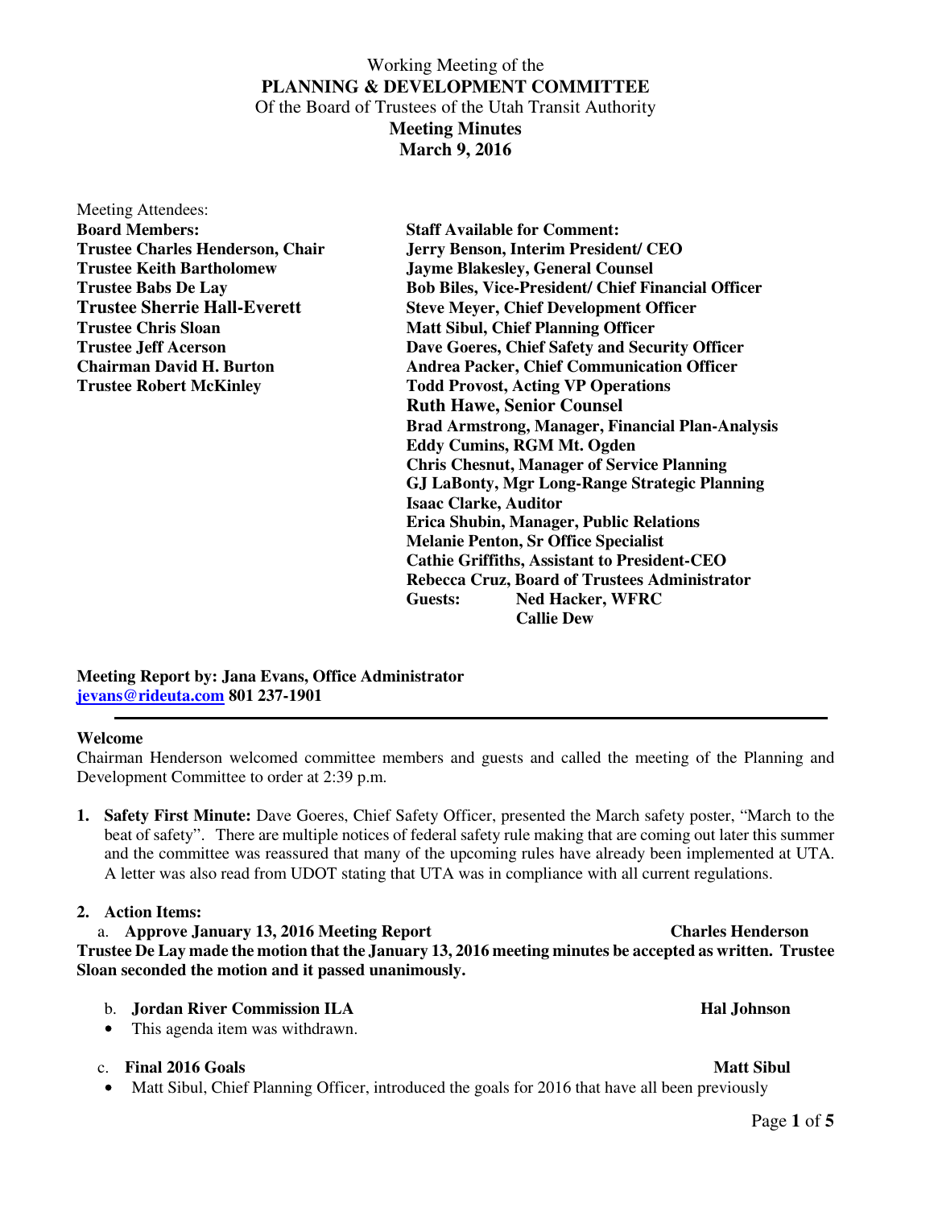Working Meeting of the

**PLANNING & DEVELOPMENT COMMITTEE**

Of the Board of Trustees of the Utah Transit Authority

**Meeting Minutes**

**March 9, 2016**

Meeting Attendees:

| **Board Members:** | **Staff Available for Comment:** |
|---|---|
| **Trustee Charles Henderson, Chair** | **Jerry Benson, Interim President/ CEO** |
| **Trustee Keith Bartholomew** | **Jayme Blakesley, General Counsel** |
| **Trustee Babs De Lay** | **Bob Biles, Vice-President/ Chief Financial Officer** |
| **Trustee Sherrie Hall-Everett** | **Steve Meyer, Chief Development Officer** |
| **Trustee Chris Sloan** | **Matt Sibul, Chief Planning Officer** |
| **Trustee Jeff Acerson** | **Dave Goeres, Chief Safety and Security Officer** |
| **Chairman David H. Burton** | **Andrea Packer, Chief Communication Officer** |
| **Trustee Robert McKinley** | **Todd Provost, Acting VP Operations** |
| | **Ruth Hawe, Senior Counsel** |
| | **Brad Armstrong, Manager, Financial Plan-Analysis** |
| | **Eddy Cumins, RGM Mt. Ogden** |
| | **Chris Chesnut, Manager of Service Planning** |
| | **GJ LaBonty, Mgr Long-Range Strategic Planning** |
| | **Isaac Clarke, Auditor** |
| | **Erica Shubin, Manager, Public Relations** |
| | **Melanie Penton, Sr Office Specialist** |
| | **Cathie Griffiths, Assistant to President-CEO** |
| | **Rebecca Cruz, Board of Trustees Administrator** |
| | **Guests: Ned Hacker, WFRC** |
| | **Callie Dew** |

**Meeting Report by: Jana Evans, Office Administrator**
**jevans@rideuta.com 801 237-1901**

---

**Welcome**

Chairman Henderson welcomed committee members and guests and called the meeting of the Planning and Development Committee to order at 2:39 p.m.

1. **Safety First Minute:** Dave Goeres, Chief Safety Officer, presented the March safety poster, "March to the beat of safety". There are multiple notices of federal safety rule making that are coming out later this summer and the committee was reassured that many of the upcoming rules have already been implemented at UTA. A letter was also read from UDOT stating that UTA was in compliance with all current regulations.

2. **Action Items:**

   a. **Approve January 13, 2016 Meeting Report** — **Charles Henderson**

**Trustee De Lay made the motion that the January 13, 2016 meeting minutes be accepted as written. Trustee Sloan seconded the motion and it passed unanimously.**

   b. **Jordan River Commission ILA** — **Hal Johnson**

   - This agenda item was withdrawn.

   c. **Final 2016 Goals** — **Matt Sibul**

   - Matt Sibul, Chief Planning Officer, introduced the goals for 2016 that have all been previously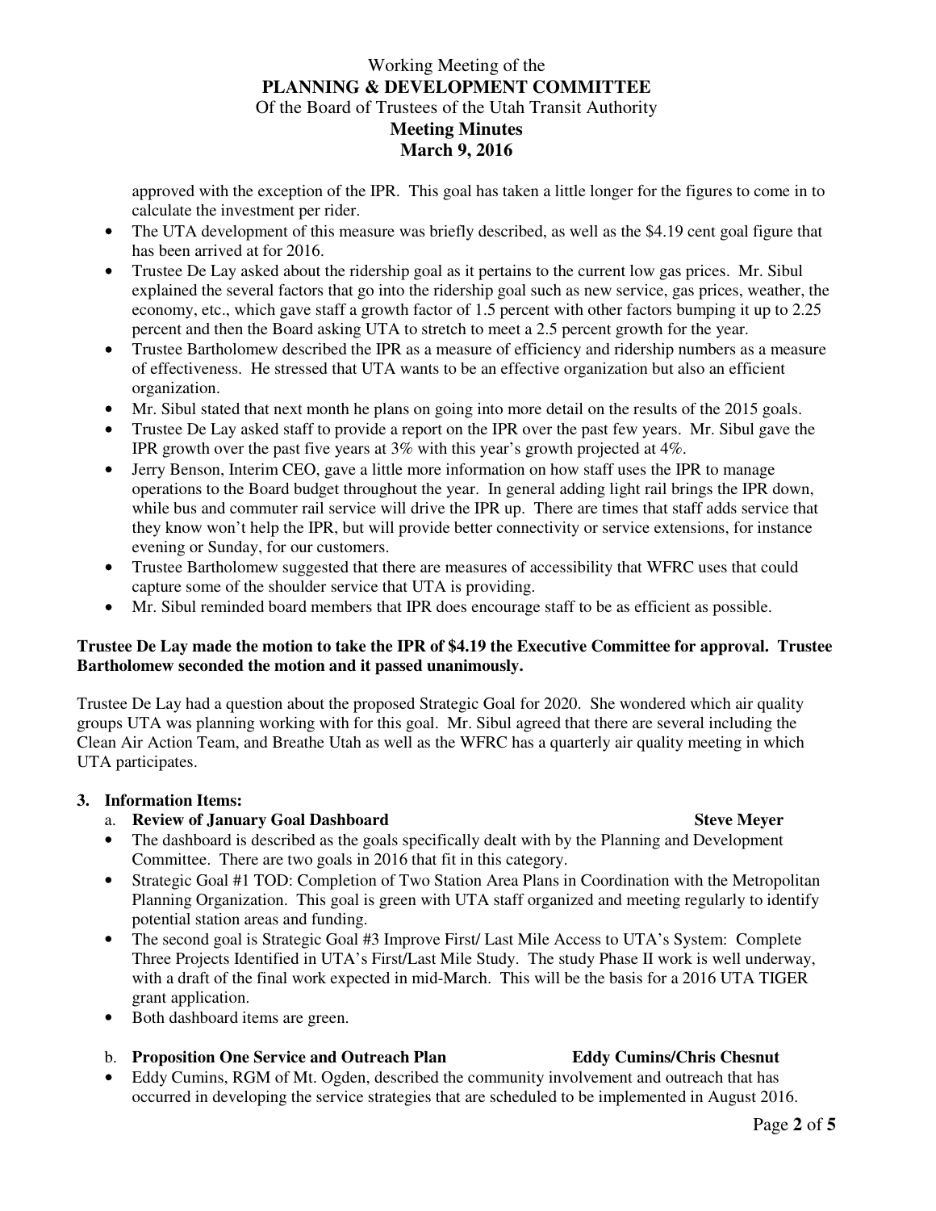approved with the exception of the IPR. This goal has taken a little longer for the figures to come in to calculate the investment per rider.

- The UTA development of this measure was briefly described, as well as the $4.19 cent goal figure that has been arrived at for 2016.
- Trustee De Lay asked about the ridership goal as it pertains to the current low gas prices. Mr. Sibul explained the several factors that go into the ridership goal such as new service, gas prices, weather, the economy, etc., which gave staff a growth factor of 1.5 percent with other factors bumping it up to 2.25 percent and then the Board asking UTA to stretch to meet a 2.5 percent growth for the year.
- Trustee Bartholomew described the IPR as a measure of efficiency and ridership numbers as a measure of effectiveness. He stressed that UTA wants to be an effective organization but also an efficient organization.
- Mr. Sibul stated that next month he plans on going into more detail on the results of the 2015 goals.
- Trustee De Lay asked staff to provide a report on the IPR over the past few years. Mr. Sibul gave the IPR growth over the past five years at 3% with this year's growth projected at 4%.
- Jerry Benson, Interim CEO, gave a little more information on how staff uses the IPR to manage operations to the Board budget throughout the year. In general adding light rail brings the IPR down, while bus and commuter rail service will drive the IPR up. There are times that staff adds service that they know won't help the IPR, but will provide better connectivity or service extensions, for instance evening or Sunday, for our customers.
- Trustee Bartholomew suggested that there are measures of accessibility that WFRC uses that could capture some of the shoulder service that UTA is providing.
- Mr. Sibul reminded board members that IPR does encourage staff to be as efficient as possible.

**Trustee De Lay made the motion to take the IPR of $4.19 the Executive Committee for approval. Trustee Bartholomew seconded the motion and it passed unanimously.**

Trustee De Lay had a question about the proposed Strategic Goal for 2020. She wondered which air quality groups UTA was planning working with for this goal. Mr. Sibul agreed that there are several including the Clean Air Action Team, and Breathe Utah as well as the WFRC has a quarterly air quality meeting in which UTA participates.

**3. Information Items:**

a. **Review of January Goal Dashboard** — **Steve Meyer**

- The dashboard is described as the goals specifically dealt with by the Planning and Development Committee. There are two goals in 2016 that fit in this category.
- Strategic Goal #1 TOD: Completion of Two Station Area Plans in Coordination with the Metropolitan Planning Organization. This goal is green with UTA staff organized and meeting regularly to identify potential station areas and funding.
- The second goal is Strategic Goal #3 Improve First/ Last Mile Access to UTA's System: Complete Three Projects Identified in UTA's First/Last Mile Study. The study Phase II work is well underway, with a draft of the final work expected in mid-March. This will be the basis for a 2016 UTA TIGER grant application.
- Both dashboard items are green.

b. **Proposition One Service and Outreach Plan** — **Eddy Cumins/Chris Chesnut**

- Eddy Cumins, RGM of Mt. Ogden, described the community involvement and outreach that has occurred in developing the service strategies that are scheduled to be implemented in August 2016.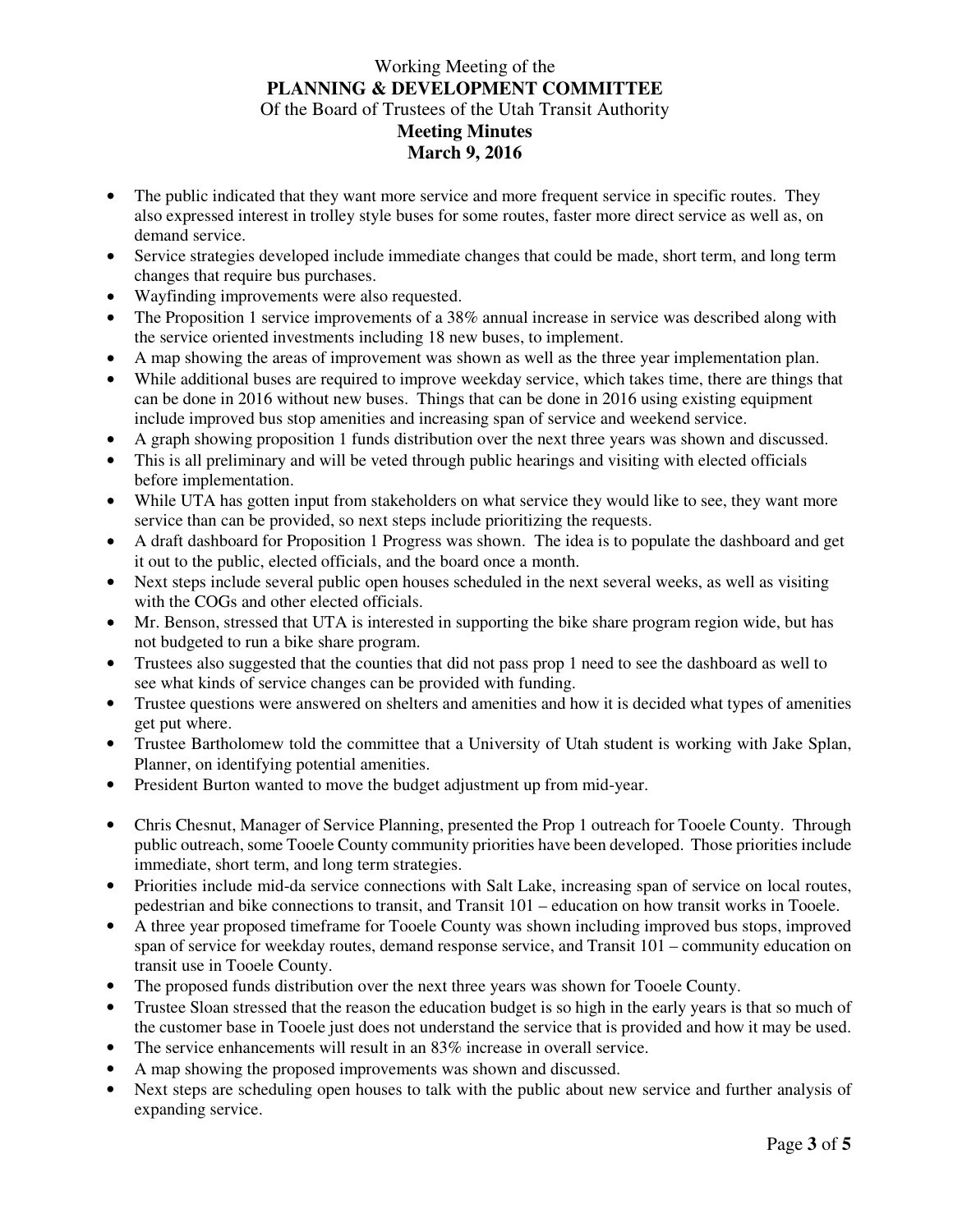- The public indicated that they want more service and more frequent service in specific routes. They also expressed interest in trolley style buses for some routes, faster more direct service as well as, on demand service.
- Service strategies developed include immediate changes that could be made, short term, and long term changes that require bus purchases.
- Wayfinding improvements were also requested.
- The Proposition 1 service improvements of a 38% annual increase in service was described along with the service oriented investments including 18 new buses, to implement.
- A map showing the areas of improvement was shown as well as the three year implementation plan.
- While additional buses are required to improve weekday service, which takes time, there are things that can be done in 2016 without new buses. Things that can be done in 2016 using existing equipment include improved bus stop amenities and increasing span of service and weekend service.
- A graph showing proposition 1 funds distribution over the next three years was shown and discussed.
- This is all preliminary and will be veted through public hearings and visiting with elected officials before implementation.
- While UTA has gotten input from stakeholders on what service they would like to see, they want more service than can be provided, so next steps include prioritizing the requests.
- A draft dashboard for Proposition 1 Progress was shown. The idea is to populate the dashboard and get it out to the public, elected officials, and the board once a month.
- Next steps include several public open houses scheduled in the next several weeks, as well as visiting with the COGs and other elected officials.
- Mr. Benson, stressed that UTA is interested in supporting the bike share program region wide, but has not budgeted to run a bike share program.
- Trustees also suggested that the counties that did not pass prop 1 need to see the dashboard as well to see what kinds of service changes can be provided with funding.
- Trustee questions were answered on shelters and amenities and how it is decided what types of amenities get put where.
- Trustee Bartholomew told the committee that a University of Utah student is working with Jake Splan, Planner, on identifying potential amenities.
- President Burton wanted to move the budget adjustment up from mid-year.

- Chris Chesnut, Manager of Service Planning, presented the Prop 1 outreach for Tooele County. Through public outreach, some Tooele County community priorities have been developed. Those priorities include immediate, short term, and long term strategies.
- Priorities include mid-da service connections with Salt Lake, increasing span of service on local routes, pedestrian and bike connections to transit, and Transit 101 – education on how transit works in Tooele.
- A three year proposed timeframe for Tooele County was shown including improved bus stops, improved span of service for weekday routes, demand response service, and Transit 101 – community education on transit use in Tooele County.
- The proposed funds distribution over the next three years was shown for Tooele County.
- Trustee Sloan stressed that the reason the education budget is so high in the early years is that so much of the customer base in Tooele just does not understand the service that is provided and how it may be used.
- The service enhancements will result in an 83% increase in overall service.
- A map showing the proposed improvements was shown and discussed.
- Next steps are scheduling open houses to talk with the public about new service and further analysis of expanding service.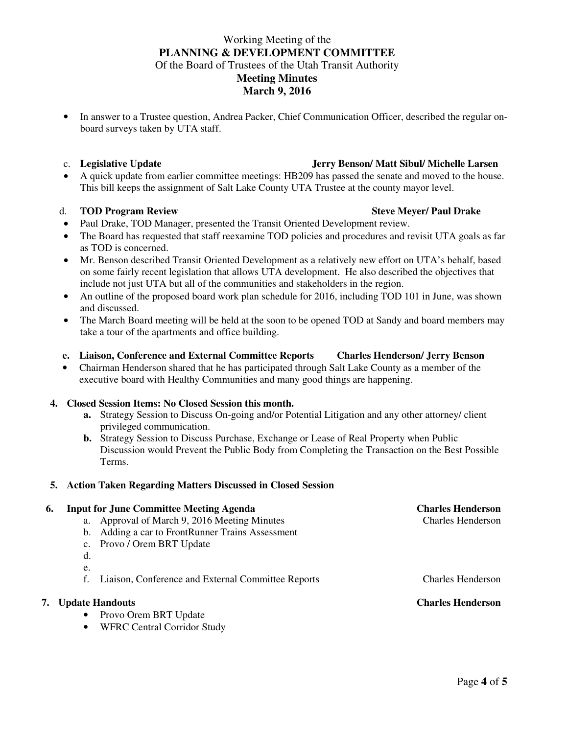Working Meeting of the

**PLANNING & DEVELOPMENT COMMITTEE**

Of the Board of Trustees of the Utah Transit Authority

**Meeting Minutes**

**March 9, 2016**

- In answer to a Trustee question, Andrea Packer, Chief Communication Officer, described the regular on-board surveys taken by UTA staff.

c. **Legislative Update** — **Jerry Benson/ Matt Sibul/ Michelle Larsen**

- A quick update from earlier committee meetings: HB209 has passed the senate and moved to the house. This bill keeps the assignment of Salt Lake County UTA Trustee at the county mayor level.

d. **TOD Program Review** — **Steve Meyer/ Paul Drake**

- Paul Drake, TOD Manager, presented the Transit Oriented Development review.
- The Board has requested that staff reexamine TOD policies and procedures and revisit UTA goals as far as TOD is concerned.
- Mr. Benson described Transit Oriented Development as a relatively new effort on UTA's behalf, based on some fairly recent legislation that allows UTA development. He also described the objectives that include not just UTA but all of the communities and stakeholders in the region.
- An outline of the proposed board work plan schedule for 2016, including TOD 101 in June, was shown and discussed.
- The March Board meeting will be held at the soon to be opened TOD at Sandy and board members may take a tour of the apartments and office building.

**e. Liaison, Conference and External Committee Reports** — **Charles Henderson/ Jerry Benson**

- Chairman Henderson shared that he has participated through Salt Lake County as a member of the executive board with Healthy Communities and many good things are happening.

**4. Closed Session Items: No Closed Session this month.**

- **a.** Strategy Session to Discuss On-going and/or Potential Litigation and any other attorney/ client privileged communication.
- **b.** Strategy Session to Discuss Purchase, Exchange or Lease of Real Property when Public Discussion would Prevent the Public Body from Completing the Transaction on the Best Possible Terms.

**5. Action Taken Regarding Matters Discussed in Closed Session**

**6. Input for June Committee Meeting Agenda** — **Charles Henderson**

a. Approval of March 9, 2016 Meeting Minutes — Charles Henderson

b. Adding a car to FrontRunner Trains Assessment

c. Provo / Orem BRT Update

d.

e.

f. Liaison, Conference and External Committee Reports — Charles Henderson

**7. Update Handouts** — **Charles Henderson**

- Provo Orem BRT Update
- WFRC Central Corridor Study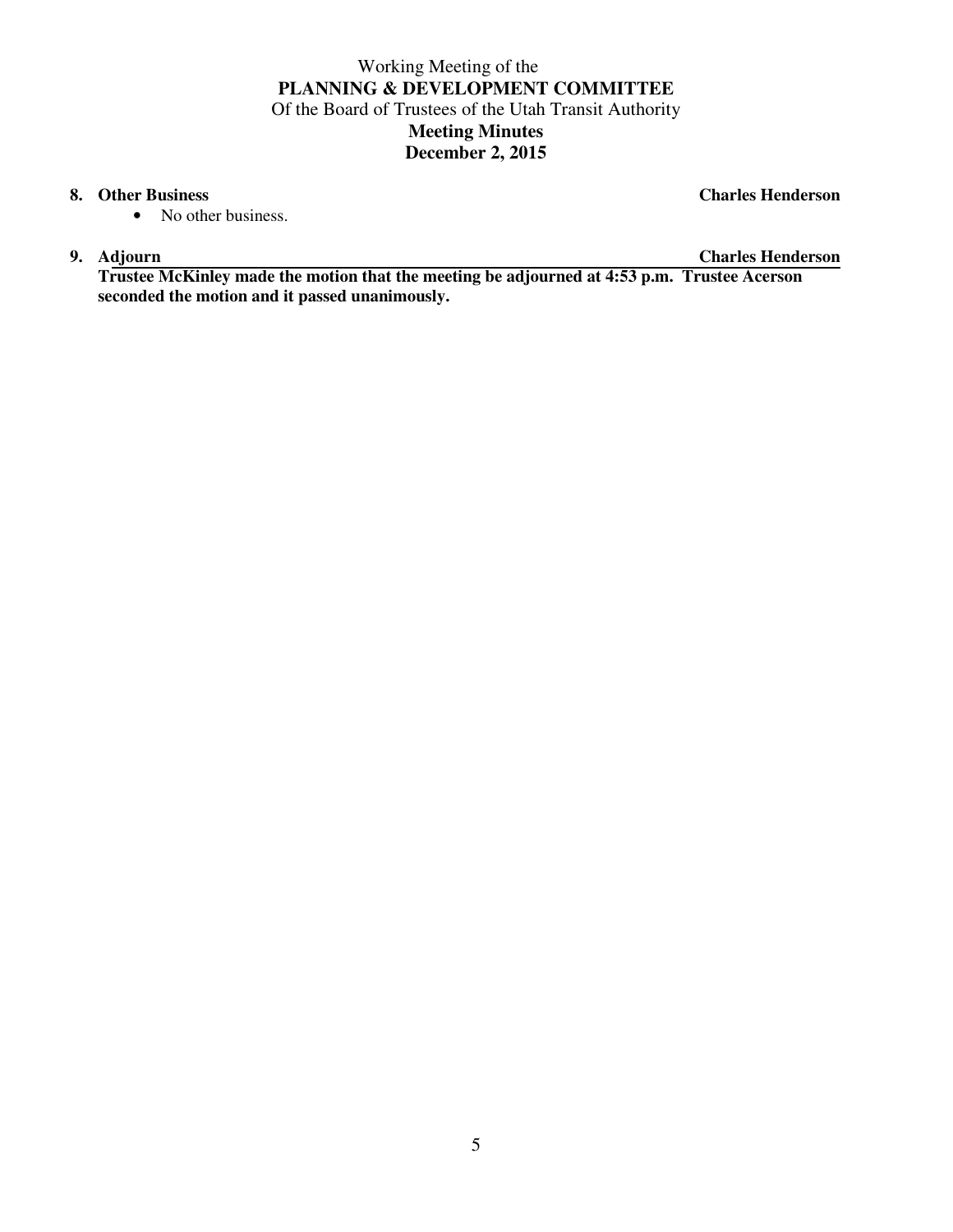Working Meeting of the
**PLANNING & DEVELOPMENT COMMITTEE**
Of the Board of Trustees of the Utah Transit Authority
**Meeting Minutes**
**December 2, 2015**

**8. Other Business — Charles Henderson**

- No other business.

**9. Adjourn — Charles Henderson**

**Trustee McKinley made the motion that the meeting be adjourned at 4:53 p.m. Trustee Acerson seconded the motion and it passed unanimously.**